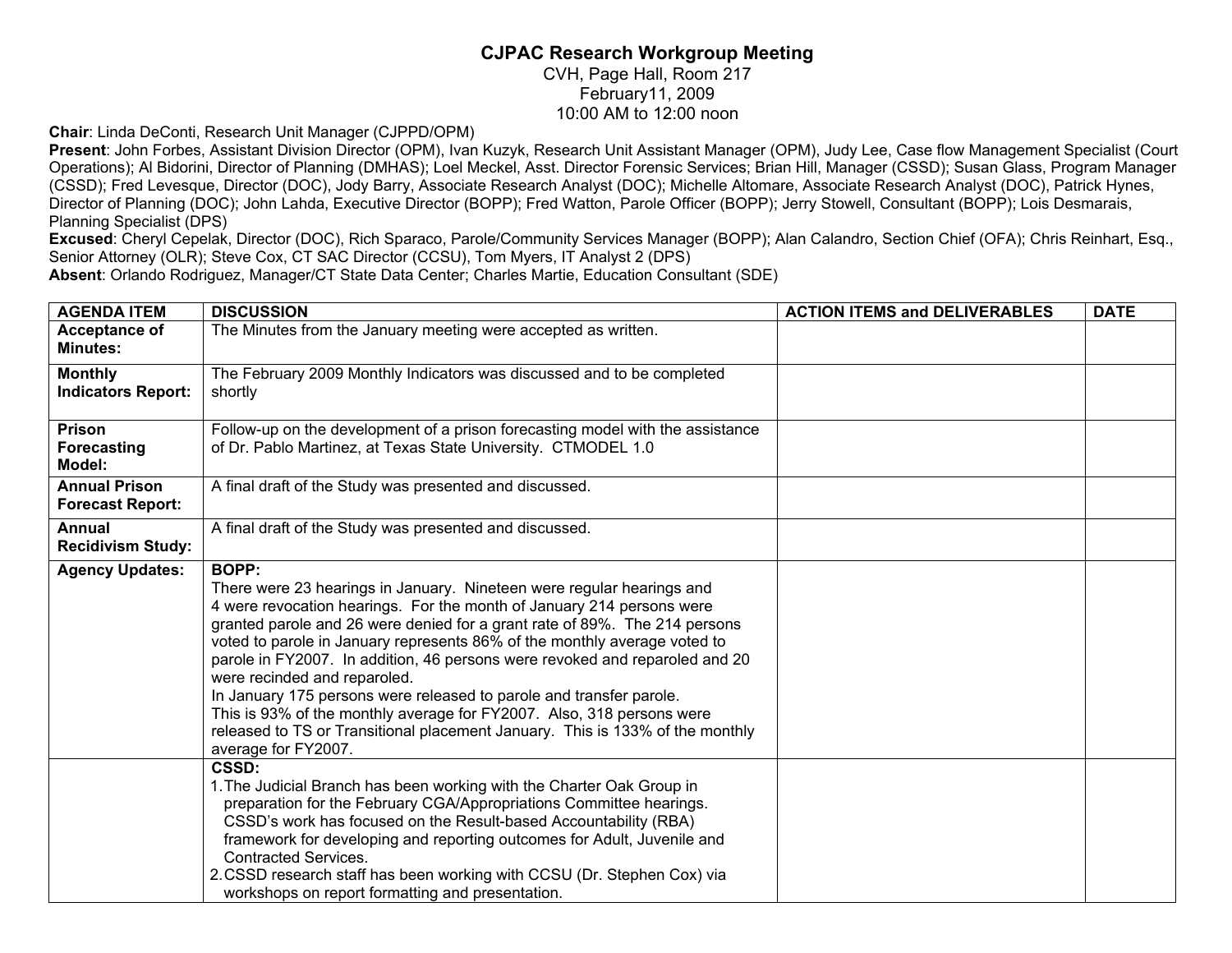# CJPAC Research Workgroup Meeting

CVH, Page Hall, Room 217
February11, 2009
10:00 AM to 12:00 noon

**Chair**: Linda DeConti, Research Unit Manager (CJPPD/OPM)

**Present**: John Forbes, Assistant Division Director (OPM), Ivan Kuzyk, Research Unit Assistant Manager (OPM), Judy Lee, Case flow Management Specialist (Court Operations); Al Bidorini, Director of Planning (DMHAS); Loel Meckel, Asst. Director Forensic Services; Brian Hill, Manager (CSSD); Susan Glass, Program Manager (CSSD); Fred Levesque, Director (DOC), Jody Barry, Associate Research Analyst (DOC); Michelle Altomare, Associate Research Analyst (DOC), Patrick Hynes, Director of Planning (DOC); John Lahda, Executive Director (BOPP); Fred Watton, Parole Officer (BOPP); Jerry Stowell, Consultant (BOPP); Lois Desmarais, Planning Specialist (DPS)

**Excused**: Cheryl Cepelak, Director (DOC), Rich Sparaco, Parole/Community Services Manager (BOPP); Alan Calandro, Section Chief (OFA); Chris Reinhart, Esq., Senior Attorney (OLR); Steve Cox, CT SAC Director (CCSU), Tom Myers, IT Analyst 2 (DPS)

**Absent**: Orlando Rodriguez, Manager/CT State Data Center; Charles Martie, Education Consultant (SDE)

| AGENDA ITEM | DISCUSSION | ACTION ITEMS and DELIVERABLES | DATE |
|---|---|---|---|
| **Acceptance of Minutes:** | The Minutes from the January meeting were accepted as written. | | |
| **Monthly Indicators Report:** | The February 2009 Monthly Indicators was discussed and to be completed shortly | | |
| **Prison Forecasting Model:** | Follow-up on the development of a prison forecasting model with the assistance of Dr. Pablo Martinez, at Texas State University. CTMODEL 1.0 | | |
| **Annual Prison Forecast Report:** | A final draft of the Study was presented and discussed. | | |
| **Annual Recidivism Study:** | A final draft of the Study was presented and discussed. | | |
| **Agency Updates:** | **BOPP:** There were 23 hearings in January. Nineteen were regular hearings and 4 were revocation hearings. For the month of January 214 persons were granted parole and 26 were denied for a grant rate of 89%. The 214 persons voted to parole in January represents 86% of the monthly average voted to parole in FY2007. In addition, 46 persons were revoked and reparoled and 20 were recinded and reparoled. In January 175 persons were released to parole and transfer parole. This is 93% of the monthly average for FY2007. Also, 318 persons were released to TS or Transitional placement January. This is 133% of the monthly average for FY2007. | | |
| | **CSSD:** 1. The Judicial Branch has been working with the Charter Oak Group in preparation for the February CGA/Appropriations Committee hearings. CSSD's work has focused on the Result-based Accountability (RBA) framework for developing and reporting outcomes for Adult, Juvenile and Contracted Services. 2. CSSD research staff has been working with CCSU (Dr. Stephen Cox) via workshops on report formatting and presentation. | | |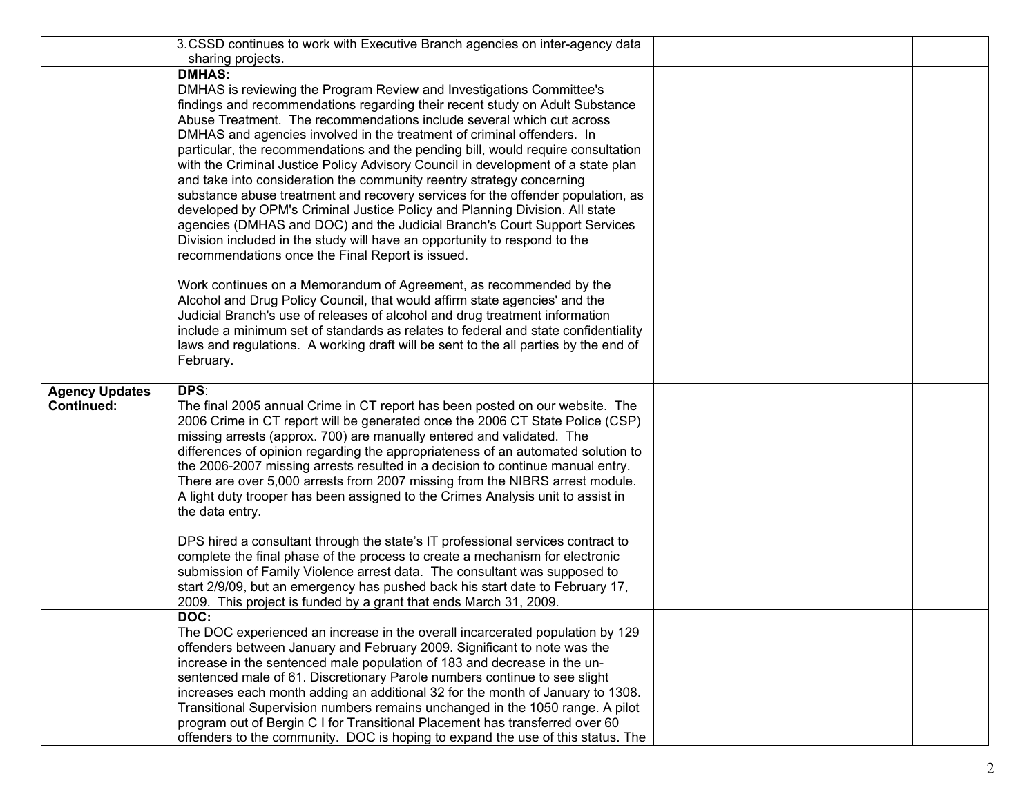|  |  |  |  |
|---|---|---|---|
|  | 3. CSSD continues to work with Executive Branch agencies on inter-agency data sharing projects. |  |  |
|  | **DMHAS:**<br>DMHAS is reviewing the Program Review and Investigations Committee's findings and recommendations regarding their recent study on Adult Substance Abuse Treatment. The recommendations include several which cut across DMHAS and agencies involved in the treatment of criminal offenders. In particular, the recommendations and the pending bill, would require consultation with the Criminal Justice Policy Advisory Council in development of a state plan and take into consideration the community reentry strategy concerning substance abuse treatment and recovery services for the offender population, as developed by OPM's Criminal Justice Policy and Planning Division. All state agencies (DMHAS and DOC) and the Judicial Branch's Court Support Services Division included in the study will have an opportunity to respond to the recommendations once the Final Report is issued.<br><br>Work continues on a Memorandum of Agreement, as recommended by the Alcohol and Drug Policy Council, that would affirm state agencies' and the Judicial Branch's use of releases of alcohol and drug treatment information include a minimum set of standards as relates to federal and state confidentiality laws and regulations. A working draft will be sent to the all parties by the end of February. |  |  |
| **Agency Updates Continued:** | **DPS**:<br>The final 2005 annual Crime in CT report has been posted on our website. The 2006 Crime in CT report will be generated once the 2006 CT State Police (CSP) missing arrests (approx. 700) are manually entered and validated. The differences of opinion regarding the appropriateness of an automated solution to the 2006-2007 missing arrests resulted in a decision to continue manual entry. There are over 5,000 arrests from 2007 missing from the NIBRS arrest module. A light duty trooper has been assigned to the Crimes Analysis unit to assist in the data entry.<br><br>DPS hired a consultant through the state's IT professional services contract to complete the final phase of the process to create a mechanism for electronic submission of Family Violence arrest data. The consultant was supposed to start 2/9/09, but an emergency has pushed back his start date to February 17, 2009. This project is funded by a grant that ends March 31, 2009. |  |  |
|  | **DOC:**<br>The DOC experienced an increase in the overall incarcerated population by 129 offenders between January and February 2009. Significant to note was the increase in the sentenced male population of 183 and decrease in the un-sentenced male of 61. Discretionary Parole numbers continue to see slight increases each month adding an additional 32 for the month of January to 1308. Transitional Supervision numbers remains unchanged in the 1050 range. A pilot program out of Bergin C I for Transitional Placement has transferred over 60 offenders to the community. DOC is hoping to expand the use of this status. The |  |  |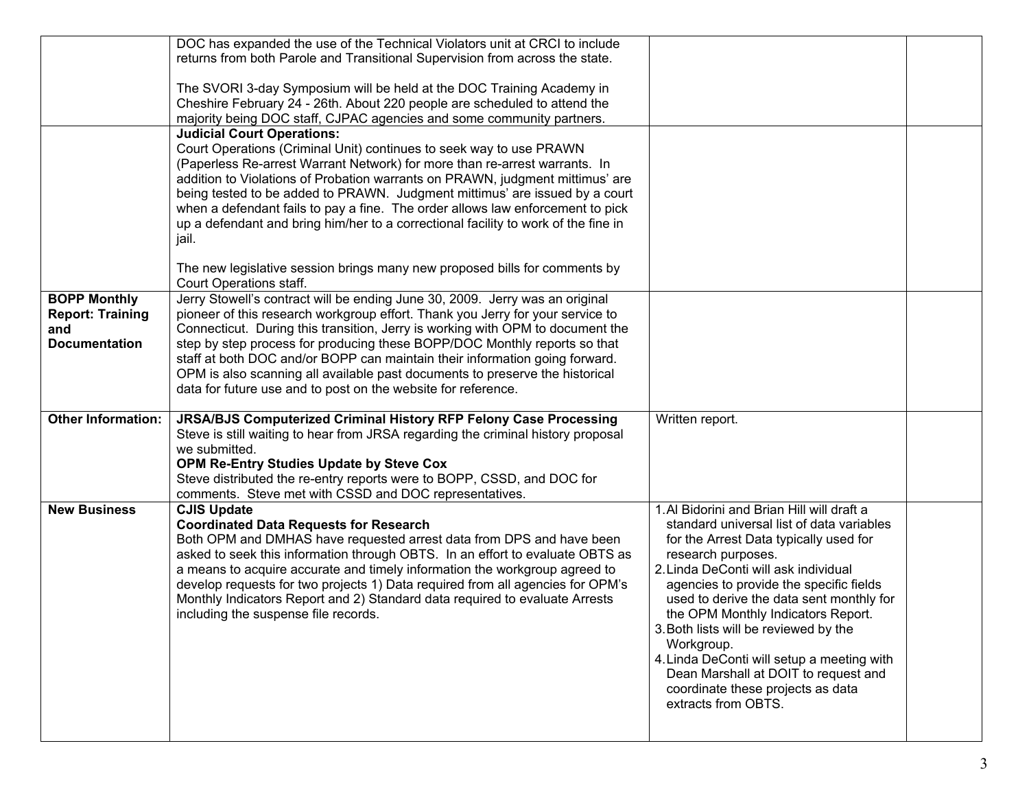| | | | |
|---|---|---|---|
| | DOC has expanded the use of the Technical Violators unit at CRCI to include returns from both Parole and Transitional Supervision from across the state.<br><br>The SVORI 3-day Symposium will be held at the DOC Training Academy in Cheshire February 24 - 26th. About 220 people are scheduled to attend the majority being DOC staff, CJPAC agencies and some community partners. | | |
| | **Judicial Court Operations:**<br>Court Operations (Criminal Unit) continues to seek way to use PRAWN (Paperless Re-arrest Warrant Network) for more than re-arrest warrants. In addition to Violations of Probation warrants on PRAWN, judgment mittimus' are being tested to be added to PRAWN. Judgment mittimus' are issued by a court when a defendant fails to pay a fine. The order allows law enforcement to pick up a defendant and bring him/her to a correctional facility to work of the fine in jail.<br><br>The new legislative session brings many new proposed bills for comments by Court Operations staff. | | |
| **BOPP Monthly Report: Training and Documentation** | Jerry Stowell's contract will be ending June 30, 2009. Jerry was an original pioneer of this research workgroup effort. Thank you Jerry for your service to Connecticut. During this transition, Jerry is working with OPM to document the step by step process for producing these BOPP/DOC Monthly reports so that staff at both DOC and/or BOPP can maintain their information going forward. OPM is also scanning all available past documents to preserve the historical data for future use and to post on the website for reference. | | |
| **Other Information:** | **JRSA/BJS Computerized Criminal History RFP Felony Case Processing**<br>Steve is still waiting to hear from JRSA regarding the criminal history proposal we submitted.<br>**OPM Re-Entry Studies Update by Steve Cox**<br>Steve distributed the re-entry reports were to BOPP, CSSD, and DOC for comments. Steve met with CSSD and DOC representatives. | Written report. | |
| **New Business** | **CJIS Update**<br>**Coordinated Data Requests for Research**<br>Both OPM and DMHAS have requested arrest data from DPS and have been asked to seek this information through OBTS. In an effort to evaluate OBTS as a means to acquire accurate and timely information the workgroup agreed to develop requests for two projects 1) Data required from all agencies for OPM's Monthly Indicators Report and 2) Standard data required to evaluate Arrests including the suspense file records. | 1. Al Bidorini and Brian Hill will draft a standard universal list of data variables for the Arrest Data typically used for research purposes.<br>2. Linda DeConti will ask individual agencies to provide the specific fields used to derive the data sent monthly for the OPM Monthly Indicators Report.<br>3. Both lists will be reviewed by the Workgroup.<br>4. Linda DeConti will setup a meeting with Dean Marshall at DOIT to request and coordinate these projects as data extracts from OBTS. | |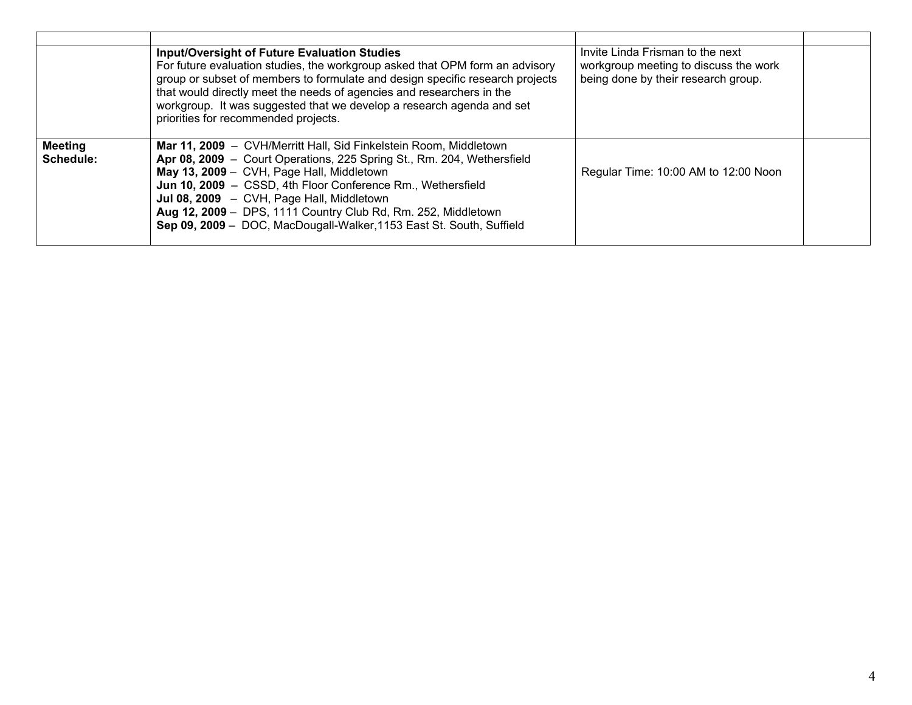| | | | |
|---|---|---|---|
| | **Input/Oversight of Future Evaluation Studies**<br>For future evaluation studies, the workgroup asked that OPM form an advisory group or subset of members to formulate and design specific research projects that would directly meet the needs of agencies and researchers in the workgroup. It was suggested that we develop a research agenda and set priorities for recommended projects. | Invite Linda Frisman to the next workgroup meeting to discuss the work being done by their research group. | |
| **Meeting Schedule:** | **Mar 11, 2009** – CVH/Merritt Hall, Sid Finkelstein Room, Middletown<br>**Apr 08, 2009** – Court Operations, 225 Spring St., Rm. 204, Wethersfield<br>**May 13, 2009** – CVH, Page Hall, Middletown<br>**Jun 10, 2009** – CSSD, 4th Floor Conference Rm., Wethersfield<br>**Jul 08, 2009** – CVH, Page Hall, Middletown<br>**Aug 12, 2009** – DPS, 1111 Country Club Rd, Rm. 252, Middletown<br>**Sep 09, 2009** – DOC, MacDougall-Walker,1153 East St. South, Suffield | Regular Time: 10:00 AM to 12:00 Noon | |